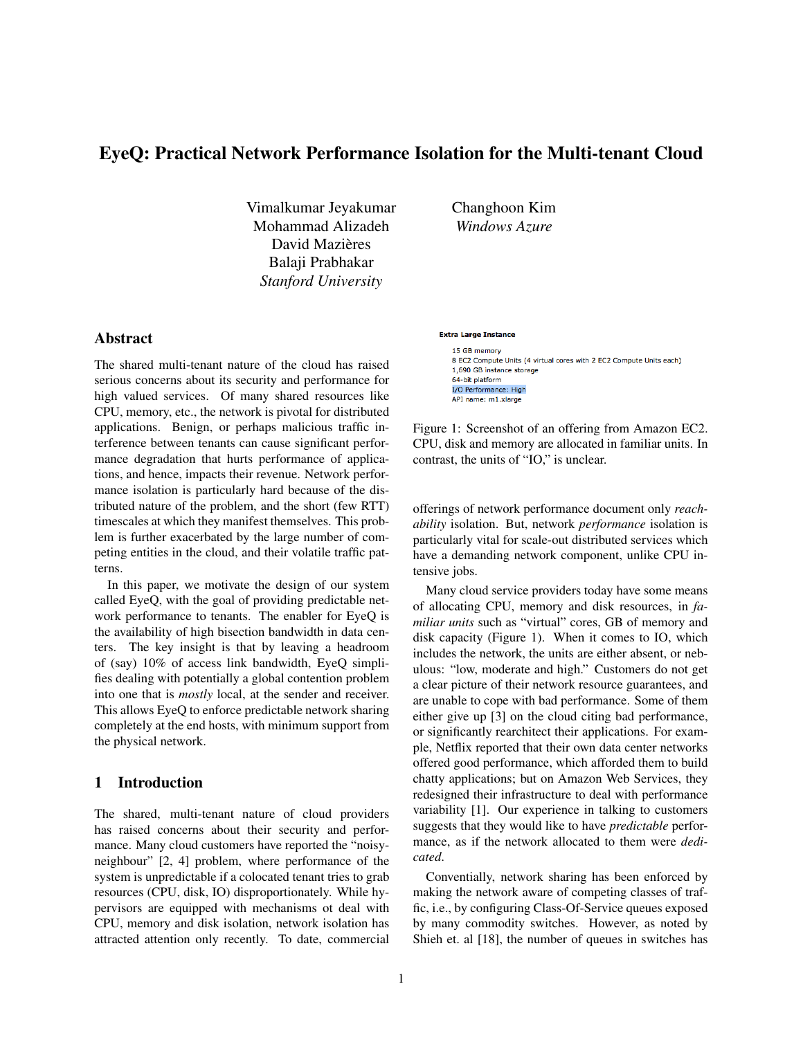# EyeQ: Practical Network Performance Isolation for the Multi-tenant Cloud

Vimalkumar Jeyakumar
Mohammad Alizadeh
David Mazières
Balaji Prabhakar
*Stanford University*

Changhoon Kim
*Windows Azure*

## Abstract

The shared multi-tenant nature of the cloud has raised serious concerns about its security and performance for high valued services. Of many shared resources like CPU, memory, etc., the network is pivotal for distributed applications. Benign, or perhaps malicious traffic interference between tenants can cause significant performance degradation that hurts performance of applications, and hence, impacts their revenue. Network performance isolation is particularly hard because of the distributed nature of the problem, and the short (few RTT) timescales at which they manifest themselves. This problem is further exacerbated by the large number of competing entities in the cloud, and their volatile traffic patterns.

In this paper, we motivate the design of our system called EyeQ, with the goal of providing predictable network performance to tenants. The enabler for EyeQ is the availability of high bisection bandwidth in data centers. The key insight is that by leaving a headroom of (say) 10% of access link bandwidth, EyeQ simplifies dealing with potentially a global contention problem into one that is *mostly* local, at the sender and receiver. This allows EyeQ to enforce predictable network sharing completely at the end hosts, with minimum support from the physical network.

## 1 Introduction

The shared, multi-tenant nature of cloud providers has raised concerns about their security and performance. Many cloud customers have reported the "noisy-neighbour" [2, 4] problem, where performance of the system is unpredictable if a colocated tenant tries to grab resources (CPU, disk, IO) disproportionately. While hypervisors are equipped with mechanisms ot deal with CPU, memory and disk isolation, network isolation has attracted attention only recently. To date, commercial offerings of network performance document only *reachability* isolation. But, network *performance* isolation is particularly vital for scale-out distributed services which have a demanding network component, unlike CPU intensive jobs.

**Extra Large Instance**

15 GB memory
8 EC2 Compute Units (4 virtual cores with 2 EC2 Compute Units each)
1,690 GB instance storage
64-bit platform
I/O Performance: High
API name: m1.xlarge

Figure 1: Screenshot of an offering from Amazon EC2. CPU, disk and memory are allocated in familiar units. In contrast, the units of "IO," is unclear.

Many cloud service providers today have some means of allocating CPU, memory and disk resources, in *familiar units* such as "virtual" cores, GB of memory and disk capacity (Figure 1). When it comes to IO, which includes the network, the units are either absent, or nebulous: "low, moderate and high." Customers do not get a clear picture of their network resource guarantees, and are unable to cope with bad performance. Some of them either give up [3] on the cloud citing bad performance, or significantly rearchitect their applications. For example, Netflix reported that their own data center networks offered good performance, which afforded them to build chatty applications; but on Amazon Web Services, they redesigned their infrastructure to deal with performance variability [1]. Our experience in talking to customers suggests that they would like to have *predictable* performance, as if the network allocated to them were *dedicated*.

Conventially, network sharing has been enforced by making the network aware of competing classes of traffic, i.e., by configuring Class-Of-Service queues exposed by many commodity switches. However, as noted by Shieh et. al [18], the number of queues in switches has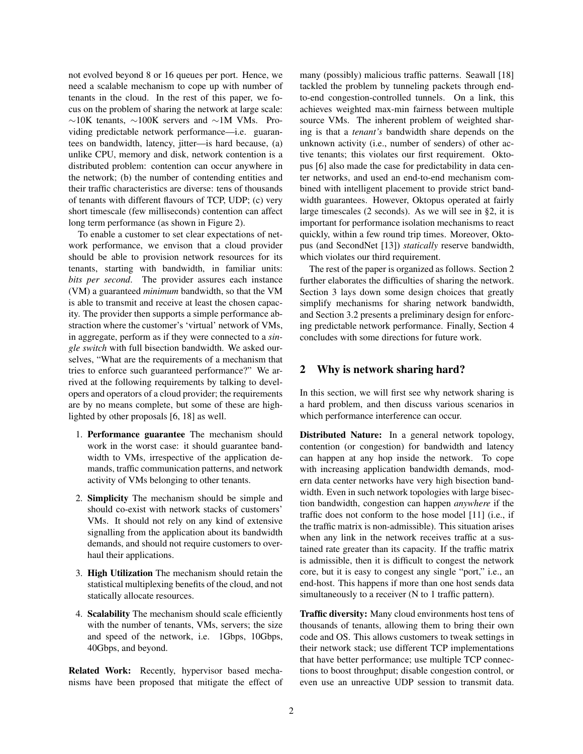not evolved beyond 8 or 16 queues per port. Hence, we need a scalable mechanism to cope up with number of tenants in the cloud. In the rest of this paper, we focus on the problem of sharing the network at large scale: ∼10K tenants, ∼100K servers and ∼1M VMs. Providing predictable network performance—i.e. guarantees on bandwidth, latency, jitter—is hard because, (a) unlike CPU, memory and disk, network contention is a distributed problem: contention can occur anywhere in the network; (b) the number of contending entities and their traffic characteristics are diverse: tens of thousands of tenants with different flavours of TCP, UDP; (c) very short timescale (few milliseconds) contention can affect long term performance (as shown in Figure 2).

To enable a customer to set clear expectations of network performance, we envison that a cloud provider should be able to provision network resources for its tenants, starting with bandwidth, in familiar units: *bits per second*. The provider assures each instance (VM) a guaranteed *minimum* bandwidth, so that the VM is able to transmit and receive at least the chosen capacity. The provider then supports a simple performance abstraction where the customer's 'virtual' network of VMs, in aggregate, perform as if they were connected to a *single switch* with full bisection bandwidth. We asked ourselves, "What are the requirements of a mechanism that tries to enforce such guaranteed performance?" We arrived at the following requirements by talking to developers and operators of a cloud provider; the requirements are by no means complete, but some of these are highlighted by other proposals [6, 18] as well.

1. **Performance guarantee** The mechanism should work in the worst case: it should guarantee bandwidth to VMs, irrespective of the application demands, traffic communication patterns, and network activity of VMs belonging to other tenants.
2. **Simplicity** The mechanism should be simple and should co-exist with network stacks of customers' VMs. It should not rely on any kind of extensive signalling from the application about its bandwidth demands, and should not require customers to overhaul their applications.
3. **High Utilization** The mechanism should retain the statistical multiplexing benefits of the cloud, and not statically allocate resources.
4. **Scalability** The mechanism should scale efficiently with the number of tenants, VMs, servers; the size and speed of the network, i.e. 1Gbps, 10Gbps, 40Gbps, and beyond.

**Related Work:** Recently, hypervisor based mechanisms have been proposed that mitigate the effect of many (possibly) malicious traffic patterns. Seawall [18] tackled the problem by tunneling packets through end-to-end congestion-controlled tunnels. On a link, this achieves weighted max-min fairness between multiple source VMs. The inherent problem of weighted sharing is that a *tenant's* bandwidth share depends on the unknown activity (i.e., number of senders) of other active tenants; this violates our first requirement. Oktopus [6] also made the case for predictability in data center networks, and used an end-to-end mechanism combined with intelligent placement to provide strict bandwidth guarantees. However, Oktopus operated at fairly large timescales (2 seconds). As we will see in §2, it is important for performance isolation mechanisms to react quickly, within a few round trip times. Moreover, Oktopus (and SecondNet [13]) *statically* reserve bandwidth, which violates our third requirement.

The rest of the paper is organized as follows. Section 2 further elaborates the difficulties of sharing the network. Section 3 lays down some design choices that greatly simplify mechanisms for sharing network bandwidth, and Section 3.2 presents a preliminary design for enforcing predictable network performance. Finally, Section 4 concludes with some directions for future work.

## 2 Why is network sharing hard?

In this section, we will first see why network sharing is a hard problem, and then discuss various scenarios in which performance interference can occur.

**Distributed Nature:** In a general network topology, contention (or congestion) for bandwidth and latency can happen at any hop inside the network. To cope with increasing application bandwidth demands, modern data center networks have very high bisection bandwidth. Even in such network topologies with large bisection bandwidth, congestion can happen *anywhere* if the traffic does not conform to the hose model [11] (i.e., if the traffic matrix is non-admissible). This situation arises when any link in the network receives traffic at a sustained rate greater than its capacity. If the traffic matrix is admissible, then it is difficult to congest the network core, but it is easy to congest any single "port," i.e., an end-host. This happens if more than one host sends data simultaneously to a receiver (N to 1 traffic pattern).

**Traffic diversity:** Many cloud environments host tens of thousands of tenants, allowing them to bring their own code and OS. This allows customers to tweak settings in their network stack; use different TCP implementations that have better performance; use multiple TCP connections to boost throughput; disable congestion control, or even use an unreactive UDP session to transmit data.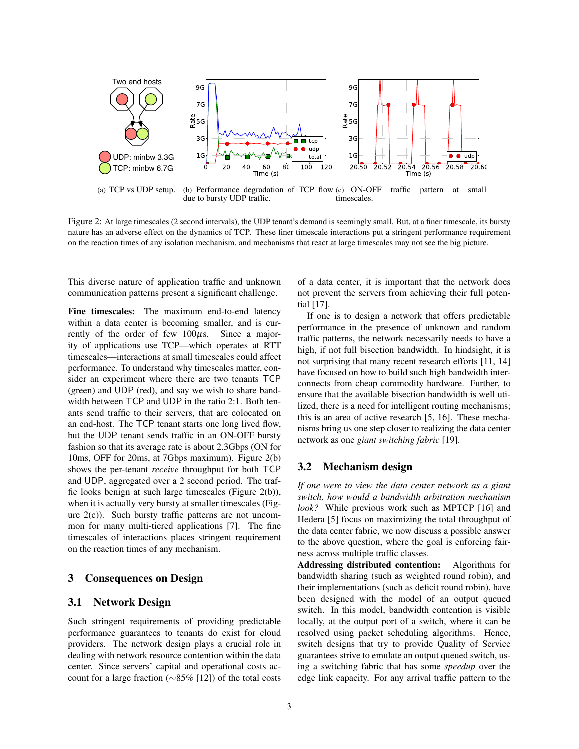(a) TCP vs UDP setup. (b) Performance degradation of TCP flow due to bursty UDP traffic. (c) ON-OFF traffic pattern at small timescales.

Figure 2: At large timescales (2 second intervals), the UDP tenant's demand is seemingly small. But, at a finer timescale, its bursty nature has an adverse effect on the dynamics of TCP. These finer timescale interactions put a stringent performance requirement on the reaction times of any isolation mechanism, and mechanisms that react at large timescales may not see the big picture.

This diverse nature of application traffic and unknown communication patterns present a significant challenge.

**Fine timescales:** The maximum end-to-end latency within a data center is becoming smaller, and is currently of the order of few $100\mu$s. Since a majority of applications use TCP—which operates at RTT timescales—interactions at small timescales could affect performance. To understand why timescales matter, consider an experiment where there are two tenants TCP (green) and UDP (red), and say we wish to share bandwidth between TCP and UDP in the ratio 2:1. Both tenants send traffic to their servers, that are colocated on an end-host. The TCP tenant starts one long lived flow, but the UDP tenant sends traffic in an ON-OFF bursty fashion so that its average rate is about 2.3Gbps (ON for 10ms, OFF for 20ms, at 7Gbps maximum). Figure 2(b) shows the per-tenant *receive* throughput for both TCP and UDP, aggregated over a 2 second period. The traffic looks benign at such large timescales (Figure 2(b)), when it is actually very bursty at smaller timescales (Figure 2(c)). Such bursty traffic patterns are not uncommon for many multi-tiered applications [7]. The fine timescales of interactions places stringent requirement on the reaction times of any mechanism.

## 3 Consequences on Design

### 3.1 Network Design

Such stringent requirements of providing predictable performance guarantees to tenants do exist for cloud providers. The network design plays a crucial role in dealing with network resource contention within the data center. Since servers' capital and operational costs account for a large fraction ($\sim$85% [12]) of the total costs of a data center, it is important that the network does not prevent the servers from achieving their full potential [17].

If one is to design a network that offers predictable performance in the presence of unknown and random traffic patterns, the network necessarily needs to have a high, if not full bisection bandwidth. In hindsight, it is not surprising that many recent research efforts [11, 14] have focused on how to build such high bandwidth interconnects from cheap commodity hardware. Further, to ensure that the available bisection bandwidth is well utilized, there is a need for intelligent routing mechanisms; this is an area of active research [5, 16]. These mechanisms bring us one step closer to realizing the data center network as one *giant switching fabric* [19].

### 3.2 Mechanism design

*If one were to view the data center network as a giant switch, how would a bandwidth arbitration mechanism look?* While previous work such as MPTCP [16] and Hedera [5] focus on maximizing the total throughput of the data center fabric, we now discuss a possible answer to the above question, where the goal is enforcing fairness across multiple traffic classes.

**Addressing distributed contention:** Algorithms for bandwidth sharing (such as weighted round robin), and their implementations (such as deficit round robin), have been designed with the model of an output queued switch. In this model, bandwidth contention is visible locally, at the output port of a switch, where it can be resolved using packet scheduling algorithms. Hence, switch designs that try to provide Quality of Service guarantees strive to emulate an output queued switch, using a switching fabric that has some *speedup* over the edge link capacity. For any arrival traffic pattern to the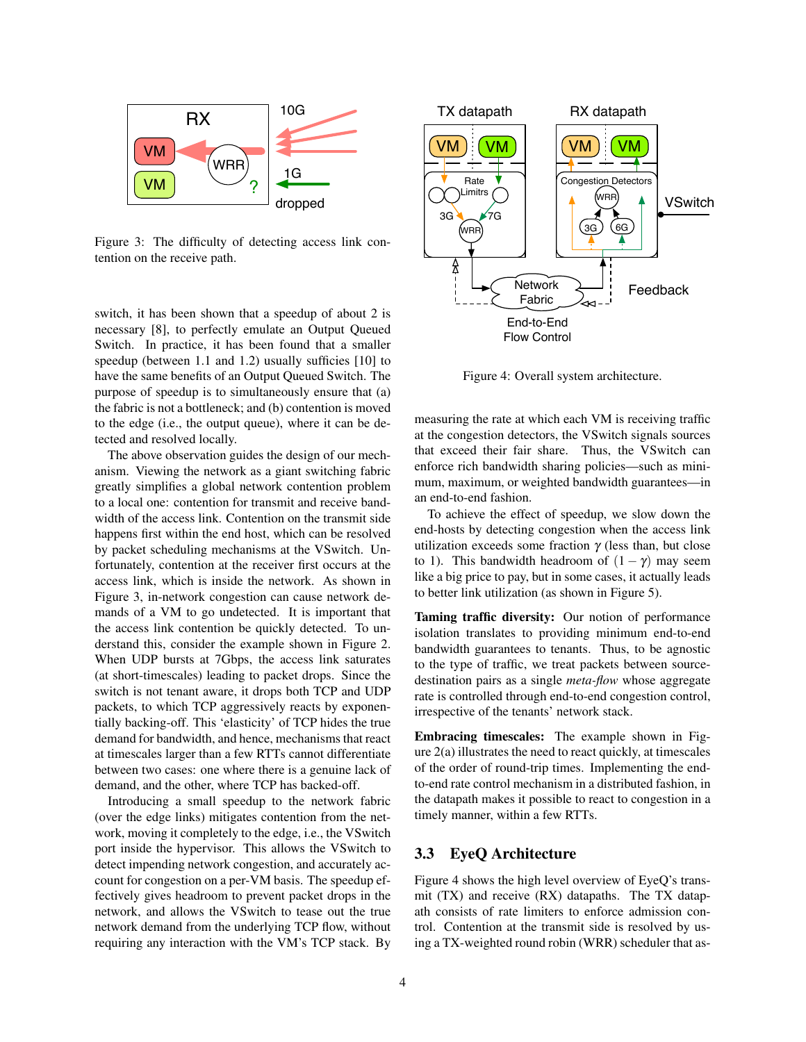Figure 3: The difficulty of detecting access link contention on the receive path.

switch, it has been shown that a speedup of about 2 is necessary [8], to perfectly emulate an Output Queued Switch. In practice, it has been found that a smaller speedup (between 1.1 and 1.2) usually suffices [10] to have the same benefits of an Output Queued Switch. The purpose of speedup is to simultaneously ensure that (a) the fabric is not a bottleneck; and (b) contention is moved to the edge (i.e., the output queue), where it can be detected and resolved locally.

The above observation guides the design of our mechanism. Viewing the network as a giant switching fabric greatly simplifies a global network contention problem to a local one: contention for transmit and receive bandwidth of the access link. Contention on the transmit side happens first within the end host, which can be resolved by packet scheduling mechanisms at the VSwitch. Unfortunately, contention at the receiver first occurs at the access link, which is inside the network. As shown in Figure 3, in-network congestion can cause network demands of a VM to go undetected. It is important that the access link contention be quickly detected. To understand this, consider the example shown in Figure 2. When UDP bursts at 7Gbps, the access link saturates (at short-timescales) leading to packet drops. Since the switch is not tenant aware, it drops both TCP and UDP packets, to which TCP aggressively reacts by exponentially backing-off. This 'elasticity' of TCP hides the true demand for bandwidth, and hence, mechanisms that react at timescales larger than a few RTTs cannot differentiate between two cases: one where there is a genuine lack of demand, and the other, where TCP has backed-off.

Introducing a small speedup to the network fabric (over the edge links) mitigates contention from the network, moving it completely to the edge, i.e., the VSwitch port inside the hypervisor. This allows the VSwitch to detect impending network congestion, and accurately account for congestion on a per-VM basis. The speedup effectively gives headroom to prevent packet drops in the network, and allows the VSwitch to tease out the true network demand from the underlying TCP flow, without requiring any interaction with the VM's TCP stack. By measuring the rate at which each VM is receiving traffic at the congestion detectors, the VSwitch signals sources that exceed their fair share. Thus, the VSwitch can enforce rich bandwidth sharing policies—such as minimum, maximum, or weighted bandwidth guarantees—in an end-to-end fashion.

Figure 4: Overall system architecture.

To achieve the effect of speedup, we slow down the end-hosts by detecting congestion when the access link utilization exceeds some fraction $\gamma$ (less than, but close to 1). This bandwidth headroom of $(1-\gamma)$ may seem like a big price to pay, but in some cases, it actually leads to better link utilization (as shown in Figure 5).

**Taming traffic diversity:** Our notion of performance isolation translates to providing minimum end-to-end bandwidth guarantees to tenants. Thus, to be agnostic to the type of traffic, we treat packets between source-destination pairs as a single *meta-flow* whose aggregate rate is controlled through end-to-end congestion control, irrespective of the tenants' network stack.

**Embracing timescales:** The example shown in Figure 2(a) illustrates the need to react quickly, at timescales of the order of round-trip times. Implementing the end-to-end rate control mechanism in a distributed fashion, in the datapath makes it possible to react to congestion in a timely manner, within a few RTTs.

### 3.3 EyeQ Architecture

Figure 4 shows the high level overview of EyeQ's transmit (TX) and receive (RX) datapaths. The TX datapath consists of rate limiters to enforce admission control. Contention at the transmit side is resolved by using a TX-weighted round robin (WRR) scheduler that as-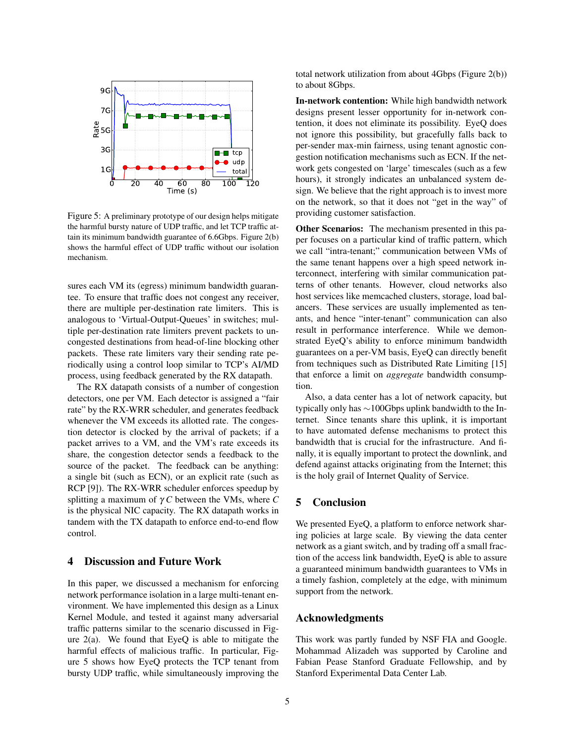Figure 5: A preliminary prototype of our design helps mitigate the harmful bursty nature of UDP traffic, and let TCP traffic attain its minimum bandwidth guarantee of 6.6Gbps. Figure 2(b) shows the harmful effect of UDP traffic without our isolation mechanism.

sures each VM its (egress) minimum bandwidth guarantee. To ensure that traffic does not congest any receiver, there are multiple per-destination rate limiters. This is analogous to 'Virtual-Output-Queues' in switches; multiple per-destination rate limiters prevent packets to uncongested destinations from head-of-line blocking other packets. These rate limiters vary their sending rate periodically using a control loop similar to TCP's AI/MD process, using feedback generated by the RX datapath.

The RX datapath consists of a number of congestion detectors, one per VM. Each detector is assigned a "fair rate" by the RX-WRR scheduler, and generates feedback whenever the VM exceeds its allotted rate. The congestion detector is clocked by the arrival of packets; if a packet arrives to a VM, and the VM's rate exceeds its share, the congestion detector sends a feedback to the source of the packet. The feedback can be anything: a single bit (such as ECN), or an explicit rate (such as RCP [9]). The RX-WRR scheduler enforces speedup by splitting a maximum of $\gamma C$ between the VMs, where $C$ is the physical NIC capacity. The RX datapath works in tandem with the TX datapath to enforce end-to-end flow control.

## 4 Discussion and Future Work

In this paper, we discussed a mechanism for enforcing network performance isolation in a large multi-tenant environment. We have implemented this design as a Linux Kernel Module, and tested it against many adversarial traffic patterns similar to the scenario discussed in Figure 2(a). We found that EyeQ is able to mitigate the harmful effects of malicious traffic. In particular, Figure 5 shows how EyeQ protects the TCP tenant from bursty UDP traffic, while simultaneously improving the total network utilization from about 4Gbps (Figure 2(b)) to about 8Gbps.

**In-network contention:** While high bandwidth network designs present lesser opportunity for in-network contention, it does not eliminate its possibility. EyeQ does not ignore this possibility, but gracefully falls back to per-sender max-min fairness, using tenant agnostic congestion notification mechanisms such as ECN. If the network gets congested on 'large' timescales (such as a few hours), it strongly indicates an unbalanced system design. We believe that the right approach is to invest more on the network, so that it does not "get in the way" of providing customer satisfaction.

**Other Scenarios:** The mechanism presented in this paper focuses on a particular kind of traffic pattern, which we call "intra-tenant;" communication between VMs of the same tenant happens over a high speed network interconnect, interfering with similar communication patterns of other tenants. However, cloud networks also host services like memcached clusters, storage, load balancers. These services are usually implemented as tenants, and hence "inter-tenant" communication can also result in performance interference. While we demonstrated EyeQ's ability to enforce minimum bandwidth guarantees on a per-VM basis, EyeQ can directly benefit from techniques such as Distributed Rate Limiting [15] that enforce a limit on *aggregate* bandwidth consumption.

Also, a data center has a lot of network capacity, but typically only has ~100Gbps uplink bandwidth to the Internet. Since tenants share this uplink, it is important to have automated defense mechanisms to protect this bandwidth that is crucial for the infrastructure. And finally, it is equally important to protect the downlink, and defend against attacks originating from the Internet; this is the holy grail of Internet Quality of Service.

## 5 Conclusion

We presented EyeQ, a platform to enforce network sharing policies at large scale. By viewing the data center network as a giant switch, and by trading off a small fraction of the access link bandwidth, EyeQ is able to assure a guaranteed minimum bandwidth guarantees to VMs in a timely fashion, completely at the edge, with minimum support from the network.

## Acknowledgments

This work was partly funded by NSF FIA and Google. Mohammad Alizadeh was supported by Caroline and Fabian Pease Stanford Graduate Fellowship, and by Stanford Experimental Data Center Lab.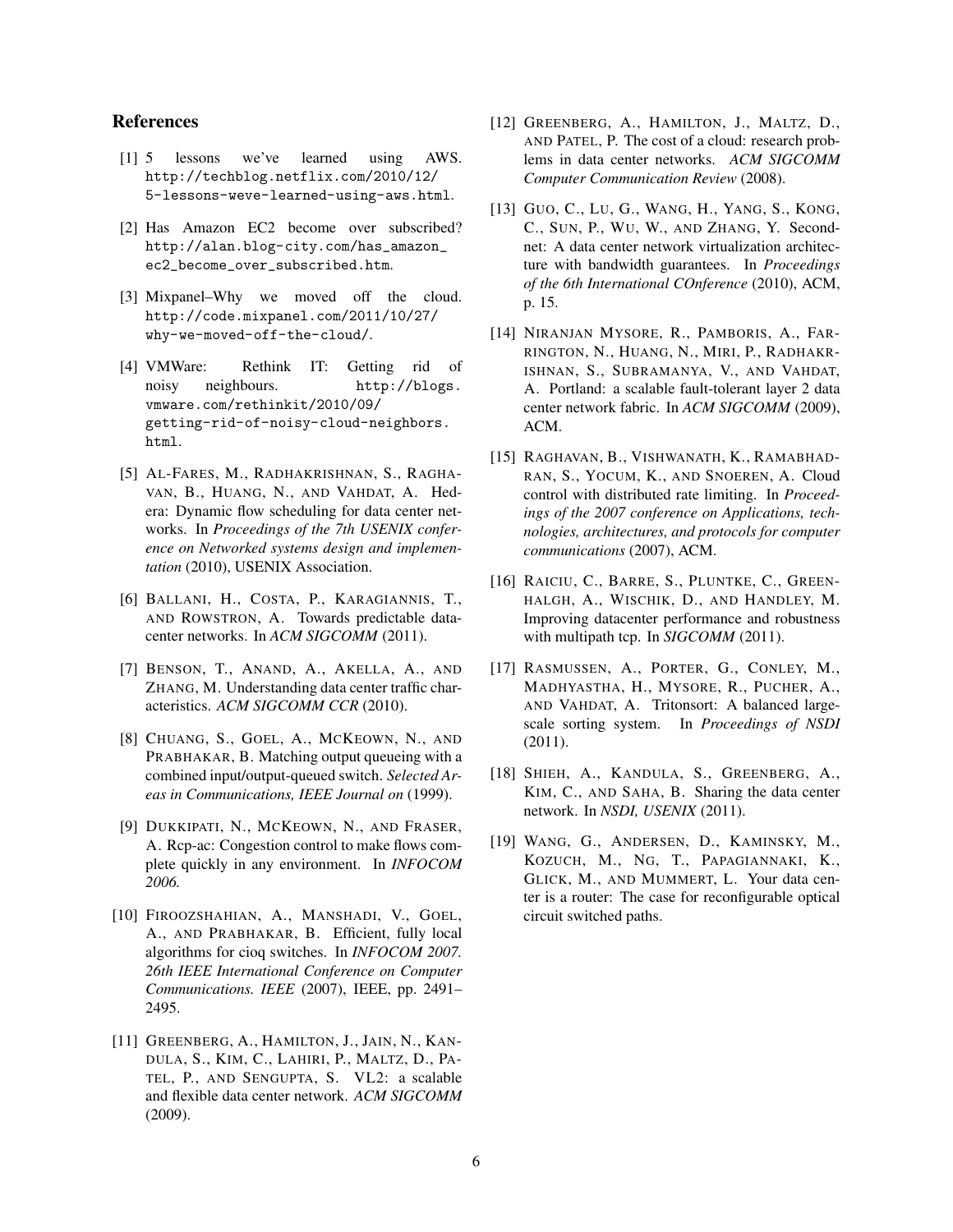## References

[1] 5 lessons we've learned using AWS. http://techblog.netflix.com/2010/12/5-lessons-weve-learned-using-aws.html.

[2] Has Amazon EC2 become over subscribed? http://alan.blog-city.com/has_amazon_ec2_become_over_subscribed.htm.

[3] Mixpanel–Why we moved off the cloud. http://code.mixpanel.com/2011/10/27/why-we-moved-off-the-cloud/.

[4] VMWare: Rethink IT: Getting rid of noisy neighbours. http://blogs.vmware.com/rethinkit/2010/09/getting-rid-of-noisy-cloud-neighbors.html.

[5] Al-Fares, M., Radhakrishnan, S., Raghavan, B., Huang, N., and Vahdat, A. Hedera: Dynamic flow scheduling for data center networks. In *Proceedings of the 7th USENIX conference on Networked systems design and implementation* (2010), USENIX Association.

[6] Ballani, H., Costa, P., Karagiannis, T., and Rowstron, A. Towards predictable datacenter networks. In *ACM SIGCOMM* (2011).

[7] Benson, T., Anand, A., Akella, A., and Zhang, M. Understanding data center traffic characteristics. *ACM SIGCOMM CCR* (2010).

[8] Chuang, S., Goel, A., McKeown, N., and Prabhakar, B. Matching output queueing with a combined input/output-queued switch. *Selected Areas in Communications, IEEE Journal on* (1999).

[9] Dukkipati, N., McKeown, N., and Fraser, A. Rcp-ac: Congestion control to make flows complete quickly in any environment. In *INFOCOM 2006.*

[10] Firoozshahian, A., Manshadi, V., Goel, A., and Prabhakar, B. Efficient, fully local algorithms for cioq switches. In *INFOCOM 2007. 26th IEEE International Conference on Computer Communications. IEEE* (2007), IEEE, pp. 2491–2495.

[11] Greenberg, A., Hamilton, J., Jain, N., Kandula, S., Kim, C., Lahiri, P., Maltz, D., Patel, P., and Sengupta, S. VL2: a scalable and flexible data center network. *ACM SIGCOMM* (2009).

[12] Greenberg, A., Hamilton, J., Maltz, D., and Patel, P. The cost of a cloud: research problems in data center networks. *ACM SIGCOMM Computer Communication Review* (2008).

[13] Guo, C., Lu, G., Wang, H., Yang, S., Kong, C., Sun, P., Wu, W., and Zhang, Y. Secondnet: A data center network virtualization architecture with bandwidth guarantees. In *Proceedings of the 6th International COnference* (2010), ACM, p. 15.

[14] Niranjan Mysore, R., Pamboris, A., Farrington, N., Huang, N., Miri, P., Radhakrishnan, S., Subramanya, V., and Vahdat, A. Portland: a scalable fault-tolerant layer 2 data center network fabric. In *ACM SIGCOMM* (2009), ACM.

[15] Raghavan, B., Vishwanath, K., Ramabhadran, S., Yocum, K., and Snoeren, A. Cloud control with distributed rate limiting. In *Proceedings of the 2007 conference on Applications, technologies, architectures, and protocols for computer communications* (2007), ACM.

[16] Raiciu, C., Barre, S., Pluntke, C., Greenhalgh, A., Wischik, D., and Handley, M. Improving datacenter performance and robustness with multipath tcp. In *SIGCOMM* (2011).

[17] Rasmussen, A., Porter, G., Conley, M., Madhyastha, H., Mysore, R., Pucher, A., and Vahdat, A. Tritonsort: A balanced large-scale sorting system. In *Proceedings of NSDI* (2011).

[18] Shieh, A., Kandula, S., Greenberg, A., Kim, C., and Saha, B. Sharing the data center network. In *NSDI, USENIX* (2011).

[19] Wang, G., Andersen, D., Kaminsky, M., Kozuch, M., Ng, T., Papagiannaki, K., Glick, M., and Mummert, L. Your data center is a router: The case for reconfigurable optical circuit switched paths.